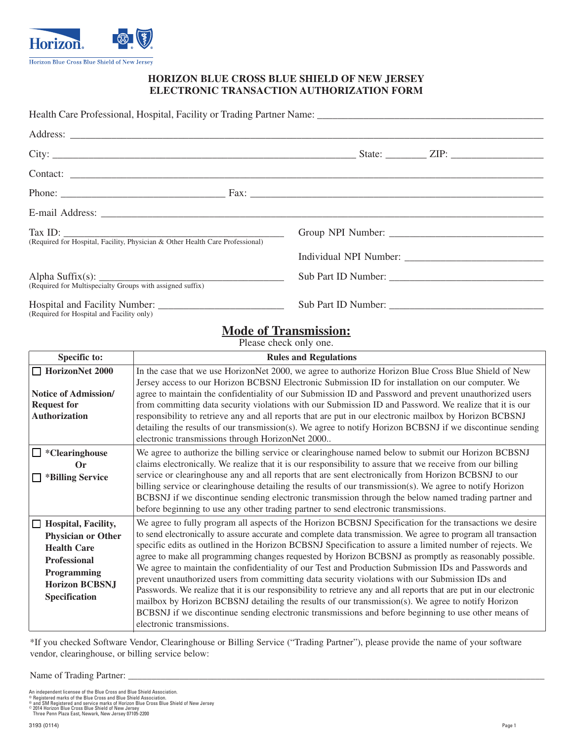Horizon

Horizon Blue Cross Blue Shield of New Jersey

# HORIZON BLUE CROSS BLUE SHIELD OF NEW JERSEY
# ELECTRONIC TRANSACTION AUTHORIZATION FORM

Health Care Professional, Hospital, Facility or Trading Partner Name: ____________________

Address: ____________________

City: ____________________ State: ________ ZIP: ____________________

Contact: ____________________

Phone: ____________________ Fax: ____________________

E-mail Address: ____________________

Tax ID: ____________________
(Required for Hospital, Facility, Physician & Other Health Care Professional)

Group NPI Number: ____________________

Individual NPI Number: ____________________

Alpha Suffix(s): ____________________
(Required for Multispecialty Groups with assigned suffix)

Sub Part ID Number: ____________________

Hospital and Facility Number: ____________________
(Required for Hospital and Facility only)

Sub Part ID Number: ____________________

## Mode of Transmission:

Please check only one.

| Specific to: | Rules and Regulations |
|---|---|
| ☐ **HorizonNet 2000** **Notice of Admission/ Request for Authorization** | In the case that we use HorizonNet 2000, we agree to authorize Horizon Blue Cross Blue Shield of New Jersey access to our Horizon BCBSNJ Electronic Submission ID for installation on our computer. We agree to maintain the confidentiality of our Submission ID and Password and prevent unauthorized users from committing data security violations with our Submission ID and Password. We realize that it is our responsibility to retrieve any and all reports that are put in our electronic mailbox by Horizon BCBSNJ detailing the results of our transmission(s). We agree to notify Horizon BCBSNJ if we discontinue sending electronic transmissions through HorizonNet 2000.. |
| ☐ **\*Clearinghouse** **Or** ☐ **\*Billing Service** | We agree to authorize the billing service or clearinghouse named below to submit our Horizon BCBSNJ claims electronically. We realize that it is our responsibility to assure that we receive from our billing service or clearinghouse any and all reports that are sent electronically from Horizon BCBSNJ to our billing service or clearinghouse detailing the results of our transmission(s). We agree to notify Horizon BCBSNJ if we discontinue sending electronic transmission through the below named trading partner and before beginning to use any other trading partner to send electronic transmissions. |
| ☐ **Hospital, Facility, Physician or Other Health Care Professional Programming Horizon BCBSNJ Specification** | We agree to fully program all aspects of the Horizon BCBSNJ Specification for the transactions we desire to send electronically to assure accurate and complete data transmission. We agree to program all transaction specific edits as outlined in the Horizon BCBSNJ Specification to assure a limited number of rejects. We agree to make all programming changes requested by Horizon BCBSNJ as promptly as reasonably possible. We agree to maintain the confidentiality of our Test and Production Submission IDs and Passwords and prevent unauthorized users from committing data security violations with our Submission IDs and Passwords. We realize that it is our responsibility to retrieve any and all reports that are put in our electronic mailbox by Horizon BCBSNJ detailing the results of our transmission(s). We agree to notify Horizon BCBSNJ if we discontinue sending electronic transmissions and before beginning to use other means of electronic transmissions. |

*If you checked Software Vendor, Clearinghouse or Billing Service ("Trading Partner"), please provide the name of your software vendor, clearinghouse, or billing service below:

Name of Trading Partner: ____________________

An independent licensee of the Blue Cross and Blue Shield Association.
® Registered marks of the Blue Cross and Blue Shield Association.
® and SM Registered and service marks of Horizon Blue Cross Blue Shield of New Jersey
© 2014 Horizon Blue Cross Blue Shield of New Jersey
Three Penn Plaza East, Newark, New Jersey 07105-2200

3193 (0114)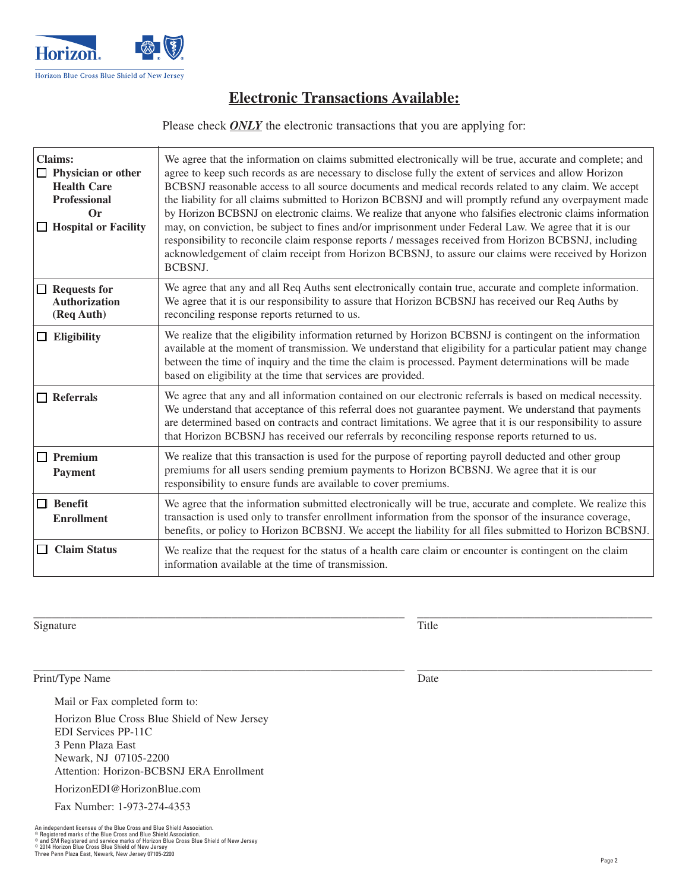Horizon Blue Cross Blue Shield of New Jersey

# Electronic Transactions Available:

Please check ***ONLY*** the electronic transactions that you are applying for:

| | |
|---|---|
| **Claims:**<br>☐ **Physician or other Health Care Professional**<br>**Or**<br>☐ **Hospital or Facility** | We agree that the information on claims submitted electronically will be true, accurate and complete; and agree to keep such records as are necessary to disclose fully the extent of services and allow Horizon BCBSNJ reasonable access to all source documents and medical records related to any claim. We accept the liability for all claims submitted to Horizon BCBSNJ and will promptly refund any overpayment made by Horizon BCBSNJ on electronic claims. We realize that anyone who falsifies electronic claims information may, on conviction, be subject to fines and/or imprisonment under Federal Law. We agree that it is our responsibility to reconcile claim response reports / messages received from Horizon BCBSNJ, including acknowledgement of claim receipt from Horizon BCBSNJ, to assure our claims were received by Horizon BCBSNJ. |
| ☐ **Requests for Authorization (Req Auth)** | We agree that any and all Req Auths sent electronically contain true, accurate and complete information. We agree that it is our responsibility to assure that Horizon BCBSNJ has received our Req Auths by reconciling response reports returned to us. |
| ☐ **Eligibility** | We realize that the eligibility information returned by Horizon BCBSNJ is contingent on the information available at the moment of transmission. We understand that eligibility for a particular patient may change between the time of inquiry and the time the claim is processed. Payment determinations will be made based on eligibility at the time that services are provided. |
| ☐ **Referrals** | We agree that any and all information contained on our electronic referrals is based on medical necessity. We understand that acceptance of this referral does not guarantee payment. We understand that payments are determined based on contracts and contract limitations. We agree that it is our responsibility to assure that Horizon BCBSNJ has received our referrals by reconciling response reports returned to us. |
| ☐ **Premium Payment** | We realize that this transaction is used for the purpose of reporting payroll deducted and other group premiums for all users sending premium payments to Horizon BCBSNJ. We agree that it is our responsibility to ensure funds are available to cover premiums. |
| ☐ **Benefit Enrollment** | We agree that the information submitted electronically will be true, accurate and complete. We realize this transaction is used only to transfer enrollment information from the sponsor of the insurance coverage, benefits, or policy to Horizon BCBSNJ. We accept the liability for all files submitted to Horizon BCBSNJ. |
| ☐ **Claim Status** | We realize that the request for the status of a health care claim or encounter is contingent on the claim information available at the time of transmission. |

_______________________________________ Signature

_______________________________________ Title

_______________________________________ Print/Type Name

_______________________________________ Date

Mail or Fax completed form to:

Horizon Blue Cross Blue Shield of New Jersey
EDI Services PP-11C
3 Penn Plaza East
Newark, NJ 07105-2200
Attention: Horizon-BCBSNJ ERA Enrollment

HorizonEDI@HorizonBlue.com

Fax Number: 1-973-274-4353

An independent licensee of the Blue Cross and Blue Shield Association.
® Registered marks of the Blue Cross and Blue Shield Association.
® and SM Registered and service marks of Horizon Blue Cross Blue Shield of New Jersey
© 2014 Horizon Blue Cross Blue Shield of New Jersey
Three Penn Plaza East, Newark, New Jersey 07105-2200